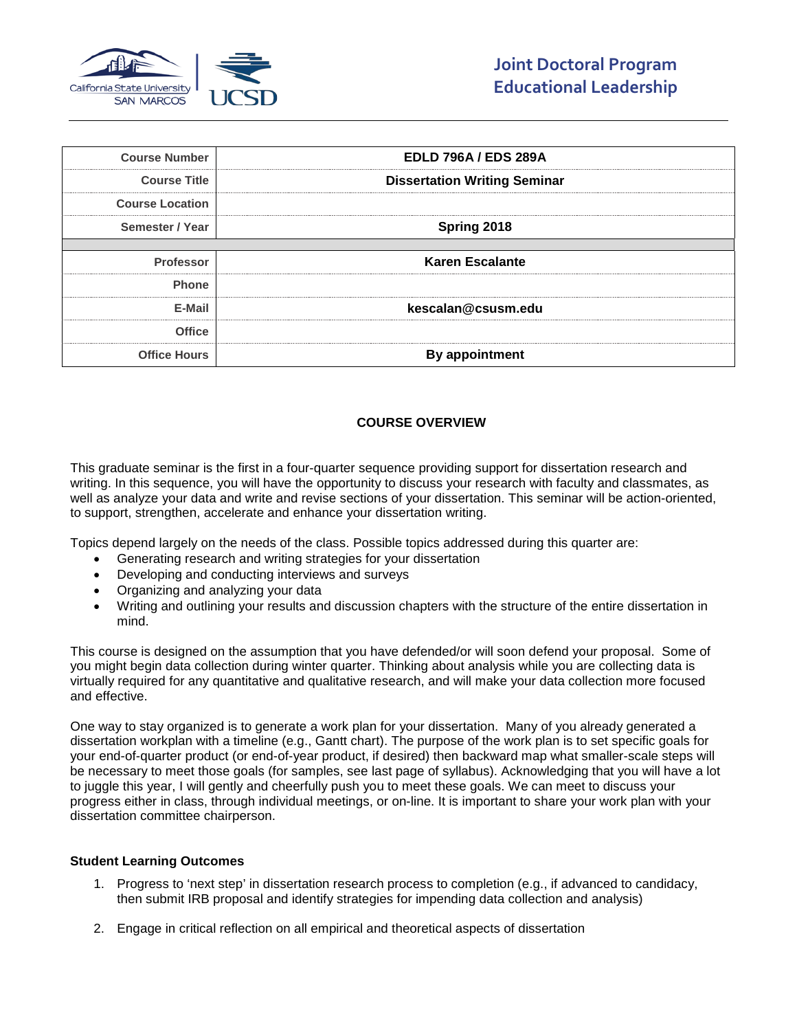# Joint Doctoral Program Educational Leadership

| | |
|---|---|
| **Course Number** | **EDLD 796A / EDS 289A** |
| **Course Title** | **Dissertation Writing Seminar** |
| **Course Location** | |
| **Semester / Year** | **Spring 2018** |
| | |
| **Professor** | **Karen Escalante** |
| **Phone** | |
| **E-Mail** | **kescalan@csusm.edu** |
| **Office** | |
| **Office Hours** | **By appointment** |

## COURSE OVERVIEW

This graduate seminar is the first in a four-quarter sequence providing support for dissertation research and writing. In this sequence, you will have the opportunity to discuss your research with faculty and classmates, as well as analyze your data and write and revise sections of your dissertation. This seminar will be action-oriented, to support, strengthen, accelerate and enhance your dissertation writing.

Topics depend largely on the needs of the class. Possible topics addressed during this quarter are:

- Generating research and writing strategies for your dissertation
- Developing and conducting interviews and surveys
- Organizing and analyzing your data
- Writing and outlining your results and discussion chapters with the structure of the entire dissertation in mind.

This course is designed on the assumption that you have defended/or will soon defend your proposal. Some of you might begin data collection during winter quarter. Thinking about analysis while you are collecting data is virtually required for any quantitative and qualitative research, and will make your data collection more focused and effective.

One way to stay organized is to generate a work plan for your dissertation. Many of you already generated a dissertation workplan with a timeline (e.g., Gantt chart). The purpose of the work plan is to set specific goals for your end-of-quarter product (or end-of-year product, if desired) then backward map what smaller-scale steps will be necessary to meet those goals (for samples, see last page of syllabus). Acknowledging that you will have a lot to juggle this year, I will gently and cheerfully push you to meet these goals. We can meet to discuss your progress either in class, through individual meetings, or on-line. It is important to share your work plan with your dissertation committee chairperson.

**Student Learning Outcomes**

1. Progress to 'next step' in dissertation research process to completion (e.g., if advanced to candidacy, then submit IRB proposal and identify strategies for impending data collection and analysis)

2. Engage in critical reflection on all empirical and theoretical aspects of dissertation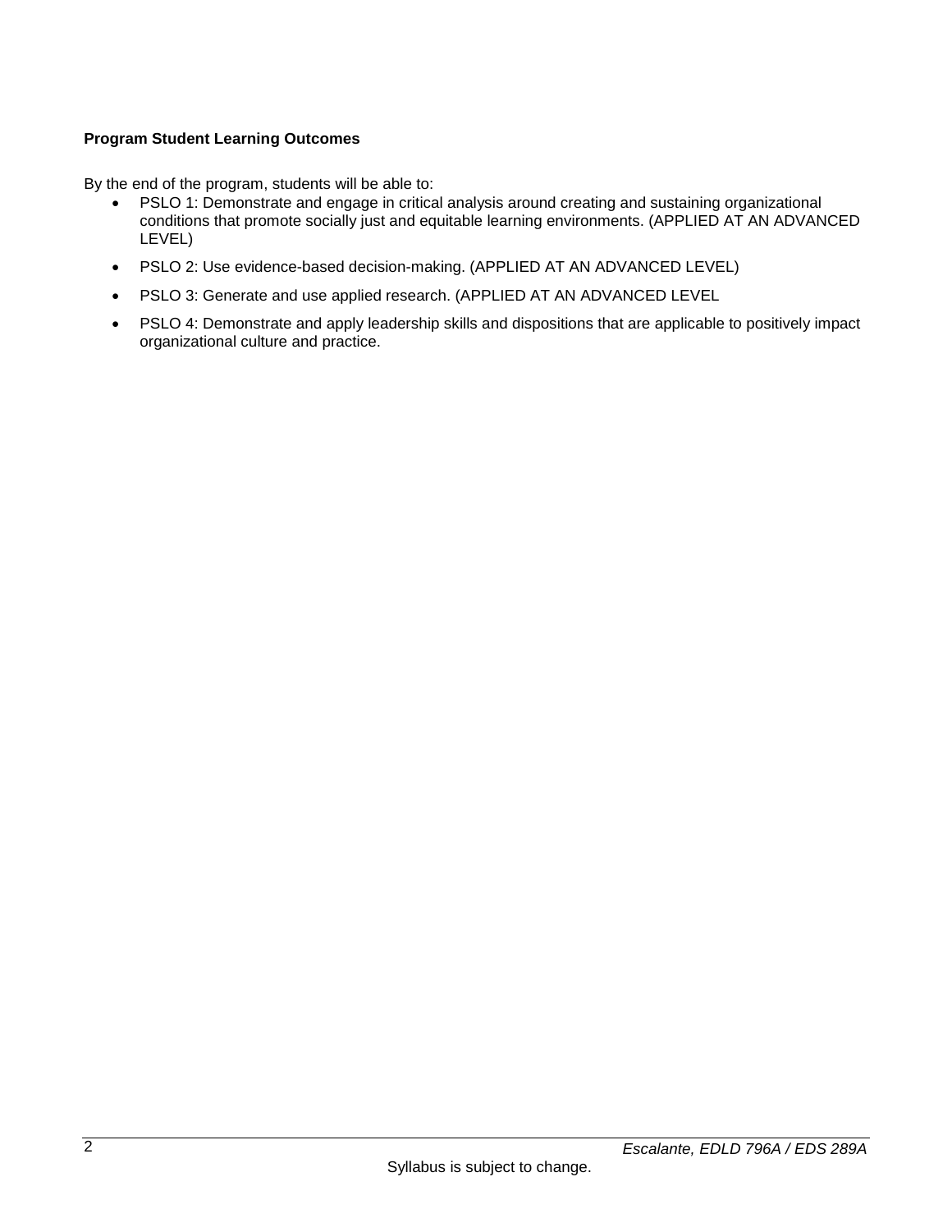**Program Student Learning Outcomes**

By the end of the program, students will be able to:

- PSLO 1: Demonstrate and engage in critical analysis around creating and sustaining organizational conditions that promote socially just and equitable learning environments. (APPLIED AT AN ADVANCED LEVEL)
- PSLO 2: Use evidence-based decision-making. (APPLIED AT AN ADVANCED LEVEL)
- PSLO 3: Generate and use applied research. (APPLIED AT AN ADVANCED LEVEL
- PSLO 4: Demonstrate and apply leadership skills and dispositions that are applicable to positively impact organizational culture and practice.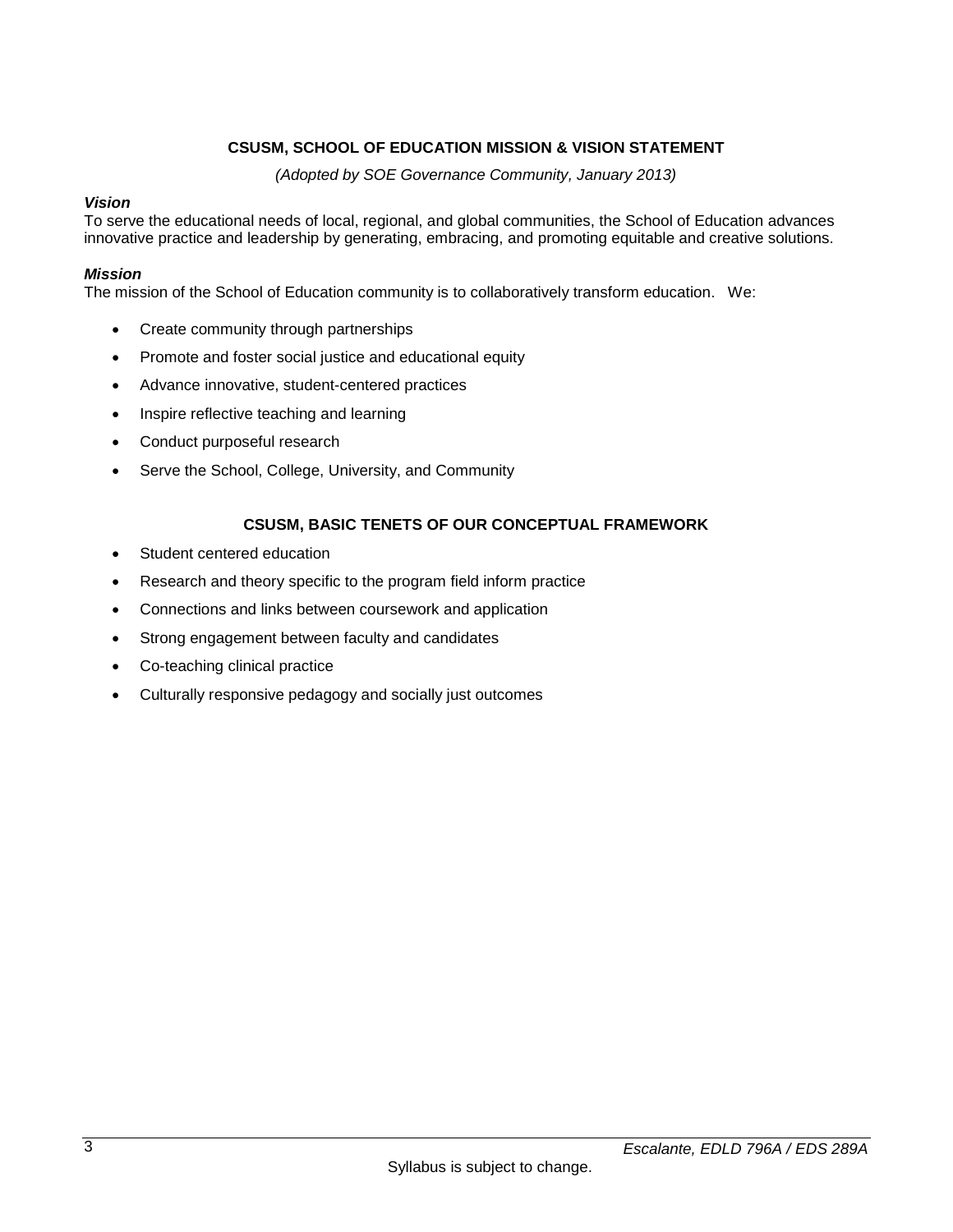## CSUSM, SCHOOL OF EDUCATION MISSION & VISION STATEMENT

*(Adopted by SOE Governance Community, January 2013)*

***Vision***

To serve the educational needs of local, regional, and global communities, the School of Education advances innovative practice and leadership by generating, embracing, and promoting equitable and creative solutions.

***Mission***

The mission of the School of Education community is to collaboratively transform education. We:

- Create community through partnerships
- Promote and foster social justice and educational equity
- Advance innovative, student-centered practices
- Inspire reflective teaching and learning
- Conduct purposeful research
- Serve the School, College, University, and Community

## CSUSM, BASIC TENETS OF OUR CONCEPTUAL FRAMEWORK

- Student centered education
- Research and theory specific to the program field inform practice
- Connections and links between coursework and application
- Strong engagement between faculty and candidates
- Co-teaching clinical practice
- Culturally responsive pedagogy and socially just outcomes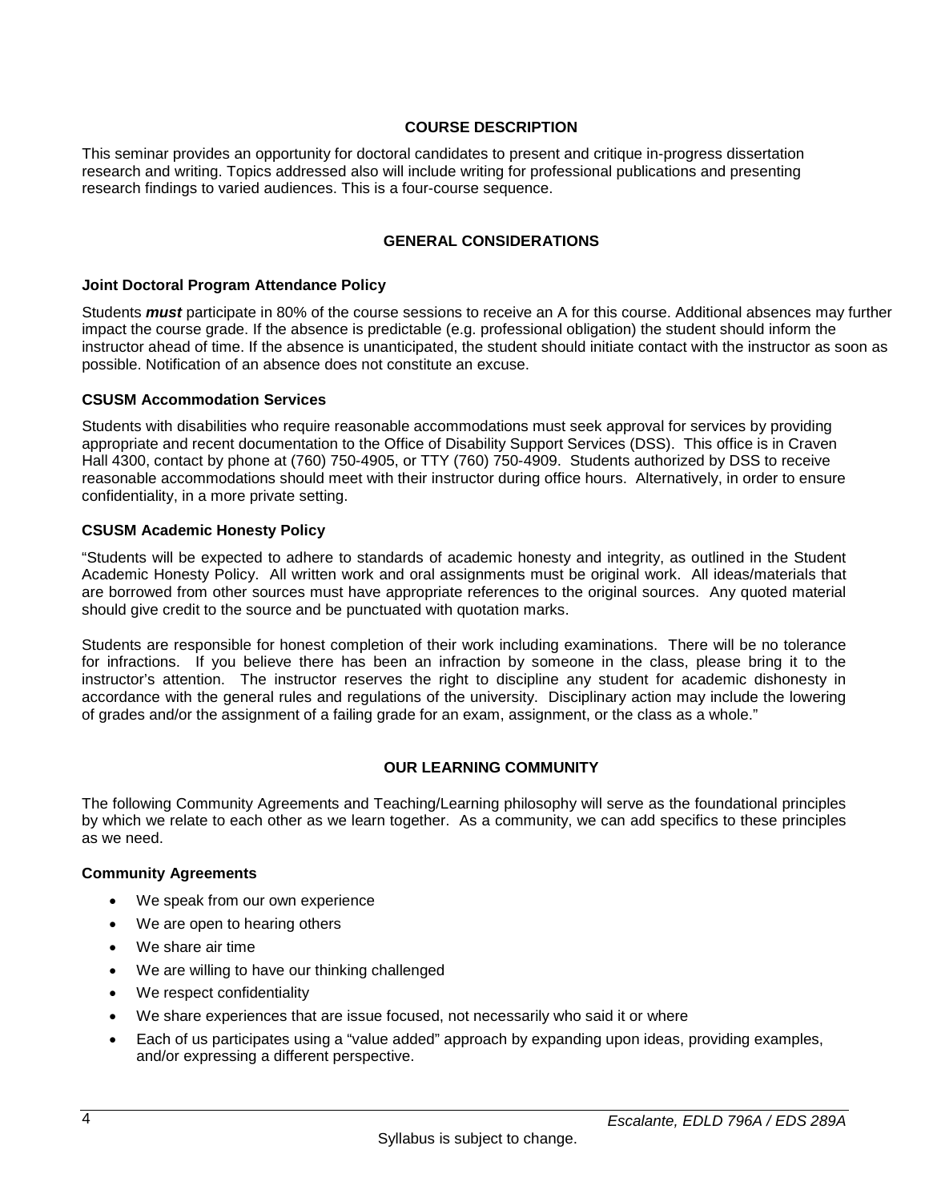## COURSE DESCRIPTION

This seminar provides an opportunity for doctoral candidates to present and critique in-progress dissertation research and writing. Topics addressed also will include writing for professional publications and presenting research findings to varied audiences. This is a four-course sequence.

## GENERAL CONSIDERATIONS

### Joint Doctoral Program Attendance Policy

Students ***must*** participate in 80% of the course sessions to receive an A for this course. Additional absences may further impact the course grade. If the absence is predictable (e.g. professional obligation) the student should inform the instructor ahead of time. If the absence is unanticipated, the student should initiate contact with the instructor as soon as possible. Notification of an absence does not constitute an excuse.

### CSUSM Accommodation Services

Students with disabilities who require reasonable accommodations must seek approval for services by providing appropriate and recent documentation to the Office of Disability Support Services (DSS). This office is in Craven Hall 4300, contact by phone at (760) 750-4905, or TTY (760) 750-4909. Students authorized by DSS to receive reasonable accommodations should meet with their instructor during office hours. Alternatively, in order to ensure confidentiality, in a more private setting.

### CSUSM Academic Honesty Policy

"Students will be expected to adhere to standards of academic honesty and integrity, as outlined in the Student Academic Honesty Policy. All written work and oral assignments must be original work. All ideas/materials that are borrowed from other sources must have appropriate references to the original sources. Any quoted material should give credit to the source and be punctuated with quotation marks.

Students are responsible for honest completion of their work including examinations. There will be no tolerance for infractions. If you believe there has been an infraction by someone in the class, please bring it to the instructor's attention. The instructor reserves the right to discipline any student for academic dishonesty in accordance with the general rules and regulations of the university. Disciplinary action may include the lowering of grades and/or the assignment of a failing grade for an exam, assignment, or the class as a whole."

## OUR LEARNING COMMUNITY

The following Community Agreements and Teaching/Learning philosophy will serve as the foundational principles by which we relate to each other as we learn together. As a community, we can add specifics to these principles as we need.

### Community Agreements

- We speak from our own experience
- We are open to hearing others
- We share air time
- We are willing to have our thinking challenged
- We respect confidentiality
- We share experiences that are issue focused, not necessarily who said it or where
- Each of us participates using a "value added" approach by expanding upon ideas, providing examples, and/or expressing a different perspective.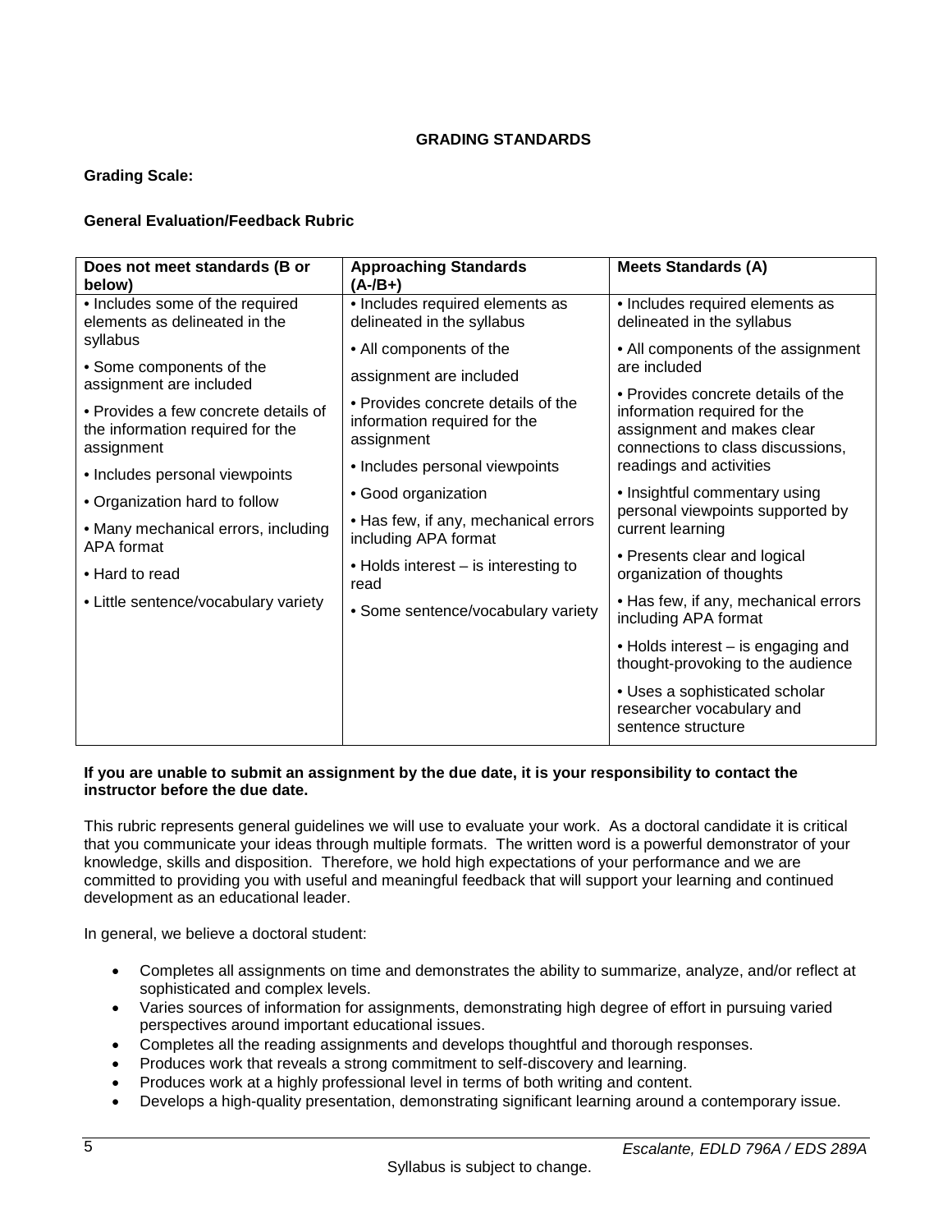## GRADING STANDARDS

**Grading Scale:**

**General Evaluation/Feedback Rubric**

| Does not meet standards (B or below) | Approaching Standards (A-/B+) | Meets Standards (A) |
|---|---|---|
| • Includes some of the required elements as delineated in the syllabus<br>• Some components of the assignment are included<br>• Provides a few concrete details of the information required for the assignment<br>• Includes personal viewpoints<br>• Organization hard to follow<br>• Many mechanical errors, including APA format<br>• Hard to read<br>• Little sentence/vocabulary variety | • Includes required elements as delineated in the syllabus<br>• All components of the assignment are included<br>• Provides concrete details of the information required for the assignment<br>• Includes personal viewpoints<br>• Good organization<br>• Has few, if any, mechanical errors including APA format<br>• Holds interest – is interesting to read<br>• Some sentence/vocabulary variety | • Includes required elements as delineated in the syllabus<br>• All components of the assignment are included<br>• Provides concrete details of the information required for the assignment and makes clear connections to class discussions, readings and activities<br>• Insightful commentary using personal viewpoints supported by current learning<br>• Presents clear and logical organization of thoughts<br>• Has few, if any, mechanical errors including APA format<br>• Holds interest – is engaging and thought-provoking to the audience<br>• Uses a sophisticated scholar researcher vocabulary and sentence structure |

**If you are unable to submit an assignment by the due date, it is your responsibility to contact the instructor before the due date.**

This rubric represents general guidelines we will use to evaluate your work. As a doctoral candidate it is critical that you communicate your ideas through multiple formats. The written word is a powerful demonstrator of your knowledge, skills and disposition. Therefore, we hold high expectations of your performance and we are committed to providing you with useful and meaningful feedback that will support your learning and continued development as an educational leader.

In general, we believe a doctoral student:

- Completes all assignments on time and demonstrates the ability to summarize, analyze, and/or reflect at sophisticated and complex levels.
- Varies sources of information for assignments, demonstrating high degree of effort in pursuing varied perspectives around important educational issues.
- Completes all the reading assignments and develops thoughtful and thorough responses.
- Produces work that reveals a strong commitment to self-discovery and learning.
- Produces work at a highly professional level in terms of both writing and content.
- Develops a high-quality presentation, demonstrating significant learning around a contemporary issue.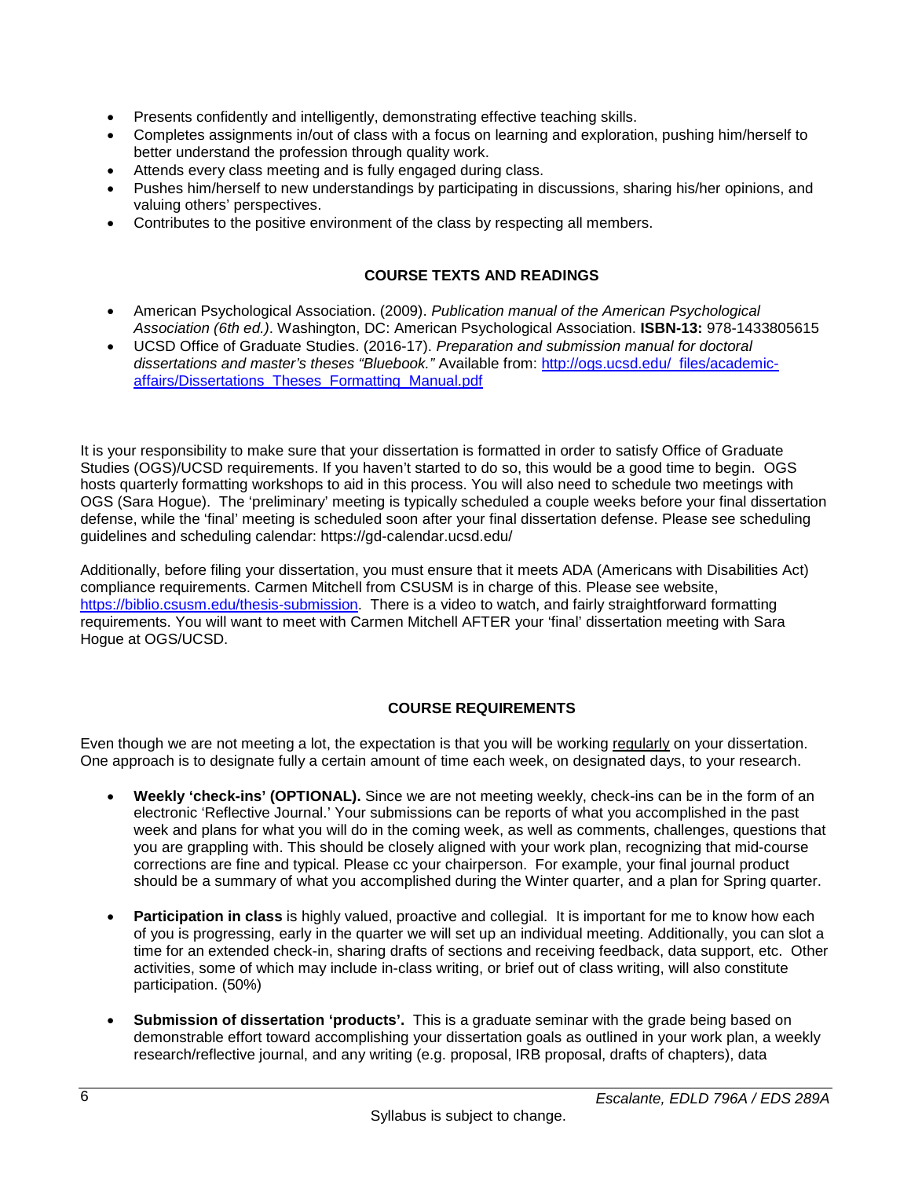- Presents confidently and intelligently, demonstrating effective teaching skills.
- Completes assignments in/out of class with a focus on learning and exploration, pushing him/herself to better understand the profession through quality work.
- Attends every class meeting and is fully engaged during class.
- Pushes him/herself to new understandings by participating in discussions, sharing his/her opinions, and valuing others' perspectives.
- Contributes to the positive environment of the class by respecting all members.

## COURSE TEXTS AND READINGS

- American Psychological Association. (2009). *Publication manual of the American Psychological Association (6th ed.)*. Washington, DC: American Psychological Association. **ISBN-13:** 978-1433805615
- UCSD Office of Graduate Studies. (2016-17). *Preparation and submission manual for doctoral dissertations and master's theses "Bluebook."* Available from: [http://ogs.ucsd.edu/_files/academic-affairs/Dissertations_Theses_Formatting_Manual.pdf](http://ogs.ucsd.edu/_files/academic-affairs/Dissertations_Theses_Formatting_Manual.pdf)

It is your responsibility to make sure that your dissertation is formatted in order to satisfy Office of Graduate Studies (OGS)/UCSD requirements. If you haven't started to do so, this would be a good time to begin. OGS hosts quarterly formatting workshops to aid in this process. You will also need to schedule two meetings with OGS (Sara Hogue). The 'preliminary' meeting is typically scheduled a couple weeks before your final dissertation defense, while the 'final' meeting is scheduled soon after your final dissertation defense. Please see scheduling guidelines and scheduling calendar: https://gd-calendar.ucsd.edu/

Additionally, before filing your dissertation, you must ensure that it meets ADA (Americans with Disabilities Act) compliance requirements. Carmen Mitchell from CSUSM is in charge of this. Please see website, [https://biblio.csusm.edu/thesis-submission](https://biblio.csusm.edu/thesis-submission). There is a video to watch, and fairly straightforward formatting requirements. You will want to meet with Carmen Mitchell AFTER your 'final' dissertation meeting with Sara Hogue at OGS/UCSD.

## COURSE REQUIREMENTS

Even though we are not meeting a lot, the expectation is that you will be working regularly on your dissertation. One approach is to designate fully a certain amount of time each week, on designated days, to your research.

- **Weekly 'check-ins' (OPTIONAL).** Since we are not meeting weekly, check-ins can be in the form of an electronic 'Reflective Journal.' Your submissions can be reports of what you accomplished in the past week and plans for what you will do in the coming week, as well as comments, challenges, questions that you are grappling with. This should be closely aligned with your work plan, recognizing that mid-course corrections are fine and typical. Please cc your chairperson. For example, your final journal product should be a summary of what you accomplished during the Winter quarter, and a plan for Spring quarter.

- **Participation in class** is highly valued, proactive and collegial. It is important for me to know how each of you is progressing, early in the quarter we will set up an individual meeting. Additionally, you can slot a time for an extended check-in, sharing drafts of sections and receiving feedback, data support, etc. Other activities, some of which may include in-class writing, or brief out of class writing, will also constitute participation. (50%)

- **Submission of dissertation 'products'.** This is a graduate seminar with the grade being based on demonstrable effort toward accomplishing your dissertation goals as outlined in your work plan, a weekly research/reflective journal, and any writing (e.g. proposal, IRB proposal, drafts of chapters), data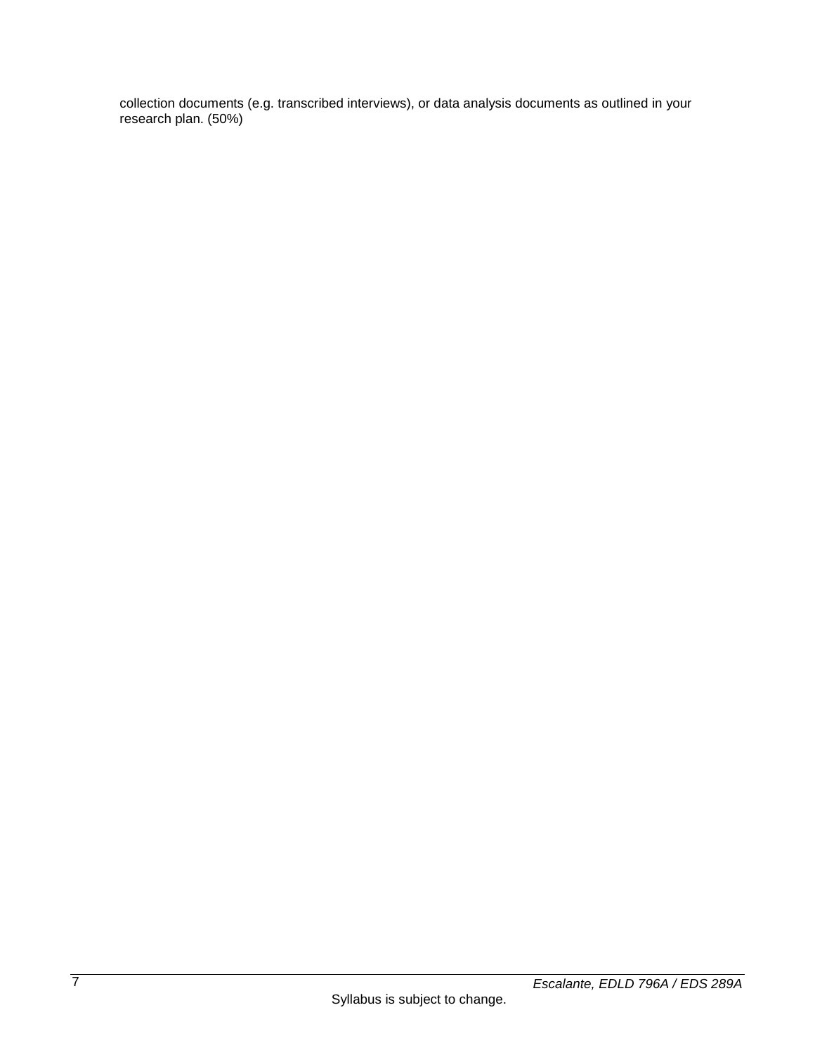collection documents (e.g. transcribed interviews), or data analysis documents as outlined in your research plan. (50%)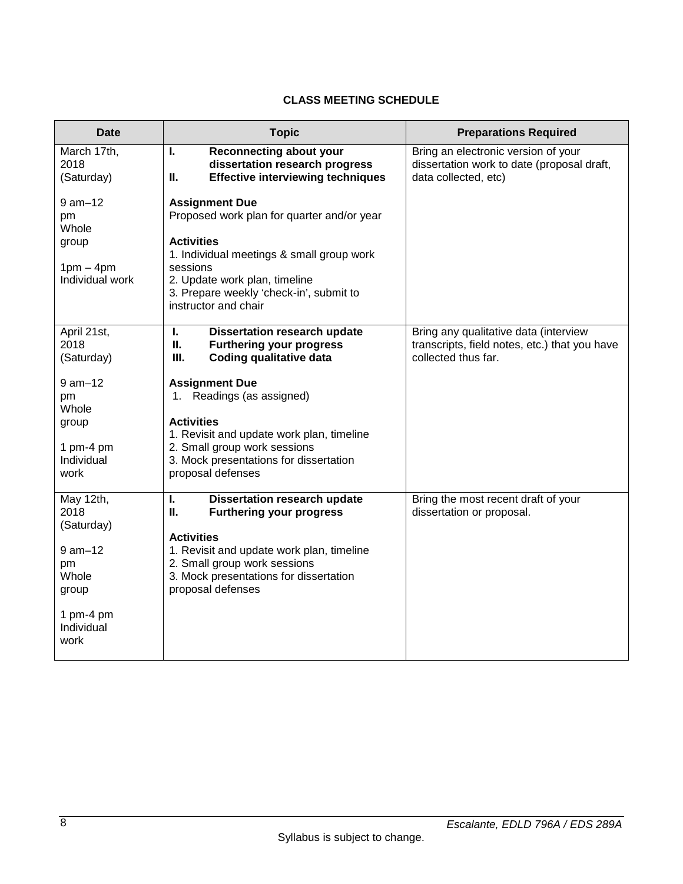# CLASS MEETING SCHEDULE

| Date | Topic | Preparations Required |
|---|---|---|
| March 17th, 2018 (Saturday)<br><br>9 am–12 pm Whole group<br><br>1pm – 4pm Individual work | **I. Reconnecting about your dissertation research progress**<br>**II. Effective interviewing techniques**<br><br>**Assignment Due**<br>Proposed work plan for quarter and/or year<br><br>**Activities**<br>1. Individual meetings & small group work sessions<br>2. Update work plan, timeline<br>3. Prepare weekly 'check-in', submit to instructor and chair | Bring an electronic version of your dissertation work to date (proposal draft, data collected, etc) |
| April 21st, 2018 (Saturday)<br><br>9 am–12 pm Whole group<br><br>1 pm-4 pm Individual work | **I. Dissertation research update**<br>**II. Furthering your progress**<br>**III. Coding qualitative data**<br><br>**Assignment Due**<br>1. Readings (as assigned)<br><br>**Activities**<br>1. Revisit and update work plan, timeline<br>2. Small group work sessions<br>3. Mock presentations for dissertation proposal defenses | Bring any qualitative data (interview transcripts, field notes, etc.) that you have collected thus far. |
| May 12th, 2018 (Saturday)<br><br>9 am–12 pm Whole group<br><br>1 pm-4 pm Individual work | **I. Dissertation research update**<br>**II. Furthering your progress**<br><br>**Activities**<br>1. Revisit and update work plan, timeline<br>2. Small group work sessions<br>3. Mock presentations for dissertation proposal defenses | Bring the most recent draft of your dissertation or proposal. |

Syllabus is subject to change.